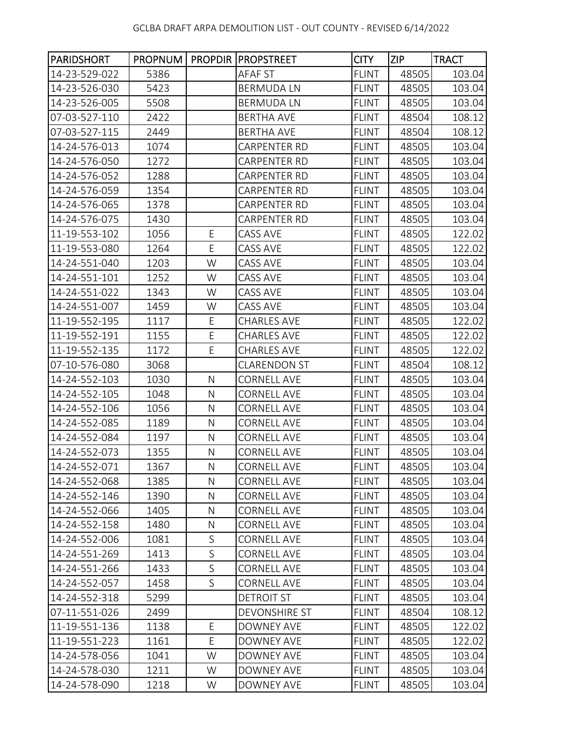# GCLBA DRAFT ARPA DEMOLITION LIST - OUT COUNTY - REVISED 6/14/2022

| PARIDSHORT | PROPNUM | PROPDIR | PROPSTREET | CITY | ZIP | TRACT |
|---|---|---|---|---|---|---|
| 14-23-529-022 | 5386 | | AFAF ST | FLINT | 48505 | 103.04 |
| 14-23-526-030 | 5423 | | BERMUDA LN | FLINT | 48505 | 103.04 |
| 14-23-526-005 | 5508 | | BERMUDA LN | FLINT | 48505 | 103.04 |
| 07-03-527-110 | 2422 | | BERTHA AVE | FLINT | 48504 | 108.12 |
| 07-03-527-115 | 2449 | | BERTHA AVE | FLINT | 48504 | 108.12 |
| 14-24-576-013 | 1074 | | CARPENTER RD | FLINT | 48505 | 103.04 |
| 14-24-576-050 | 1272 | | CARPENTER RD | FLINT | 48505 | 103.04 |
| 14-24-576-052 | 1288 | | CARPENTER RD | FLINT | 48505 | 103.04 |
| 14-24-576-059 | 1354 | | CARPENTER RD | FLINT | 48505 | 103.04 |
| 14-24-576-065 | 1378 | | CARPENTER RD | FLINT | 48505 | 103.04 |
| 14-24-576-075 | 1430 | | CARPENTER RD | FLINT | 48505 | 103.04 |
| 11-19-553-102 | 1056 | E | CASS AVE | FLINT | 48505 | 122.02 |
| 11-19-553-080 | 1264 | E | CASS AVE | FLINT | 48505 | 122.02 |
| 14-24-551-040 | 1203 | W | CASS AVE | FLINT | 48505 | 103.04 |
| 14-24-551-101 | 1252 | W | CASS AVE | FLINT | 48505 | 103.04 |
| 14-24-551-022 | 1343 | W | CASS AVE | FLINT | 48505 | 103.04 |
| 14-24-551-007 | 1459 | W | CASS AVE | FLINT | 48505 | 103.04 |
| 11-19-552-195 | 1117 | E | CHARLES AVE | FLINT | 48505 | 122.02 |
| 11-19-552-191 | 1155 | E | CHARLES AVE | FLINT | 48505 | 122.02 |
| 11-19-552-135 | 1172 | E | CHARLES AVE | FLINT | 48505 | 122.02 |
| 07-10-576-080 | 3068 | | CLARENDON ST | FLINT | 48504 | 108.12 |
| 14-24-552-103 | 1030 | N | CORNELL AVE | FLINT | 48505 | 103.04 |
| 14-24-552-105 | 1048 | N | CORNELL AVE | FLINT | 48505 | 103.04 |
| 14-24-552-106 | 1056 | N | CORNELL AVE | FLINT | 48505 | 103.04 |
| 14-24-552-085 | 1189 | N | CORNELL AVE | FLINT | 48505 | 103.04 |
| 14-24-552-084 | 1197 | N | CORNELL AVE | FLINT | 48505 | 103.04 |
| 14-24-552-073 | 1355 | N | CORNELL AVE | FLINT | 48505 | 103.04 |
| 14-24-552-071 | 1367 | N | CORNELL AVE | FLINT | 48505 | 103.04 |
| 14-24-552-068 | 1385 | N | CORNELL AVE | FLINT | 48505 | 103.04 |
| 14-24-552-146 | 1390 | N | CORNELL AVE | FLINT | 48505 | 103.04 |
| 14-24-552-066 | 1405 | N | CORNELL AVE | FLINT | 48505 | 103.04 |
| 14-24-552-158 | 1480 | N | CORNELL AVE | FLINT | 48505 | 103.04 |
| 14-24-552-006 | 1081 | S | CORNELL AVE | FLINT | 48505 | 103.04 |
| 14-24-551-269 | 1413 | S | CORNELL AVE | FLINT | 48505 | 103.04 |
| 14-24-551-266 | 1433 | S | CORNELL AVE | FLINT | 48505 | 103.04 |
| 14-24-552-057 | 1458 | S | CORNELL AVE | FLINT | 48505 | 103.04 |
| 14-24-552-318 | 5299 | | DETROIT ST | FLINT | 48505 | 103.04 |
| 07-11-551-026 | 2499 | | DEVONSHIRE ST | FLINT | 48504 | 108.12 |
| 11-19-551-136 | 1138 | E | DOWNEY AVE | FLINT | 48505 | 122.02 |
| 11-19-551-223 | 1161 | E | DOWNEY AVE | FLINT | 48505 | 122.02 |
| 14-24-578-056 | 1041 | W | DOWNEY AVE | FLINT | 48505 | 103.04 |
| 14-24-578-030 | 1211 | W | DOWNEY AVE | FLINT | 48505 | 103.04 |
| 14-24-578-090 | 1218 | W | DOWNEY AVE | FLINT | 48505 | 103.04 |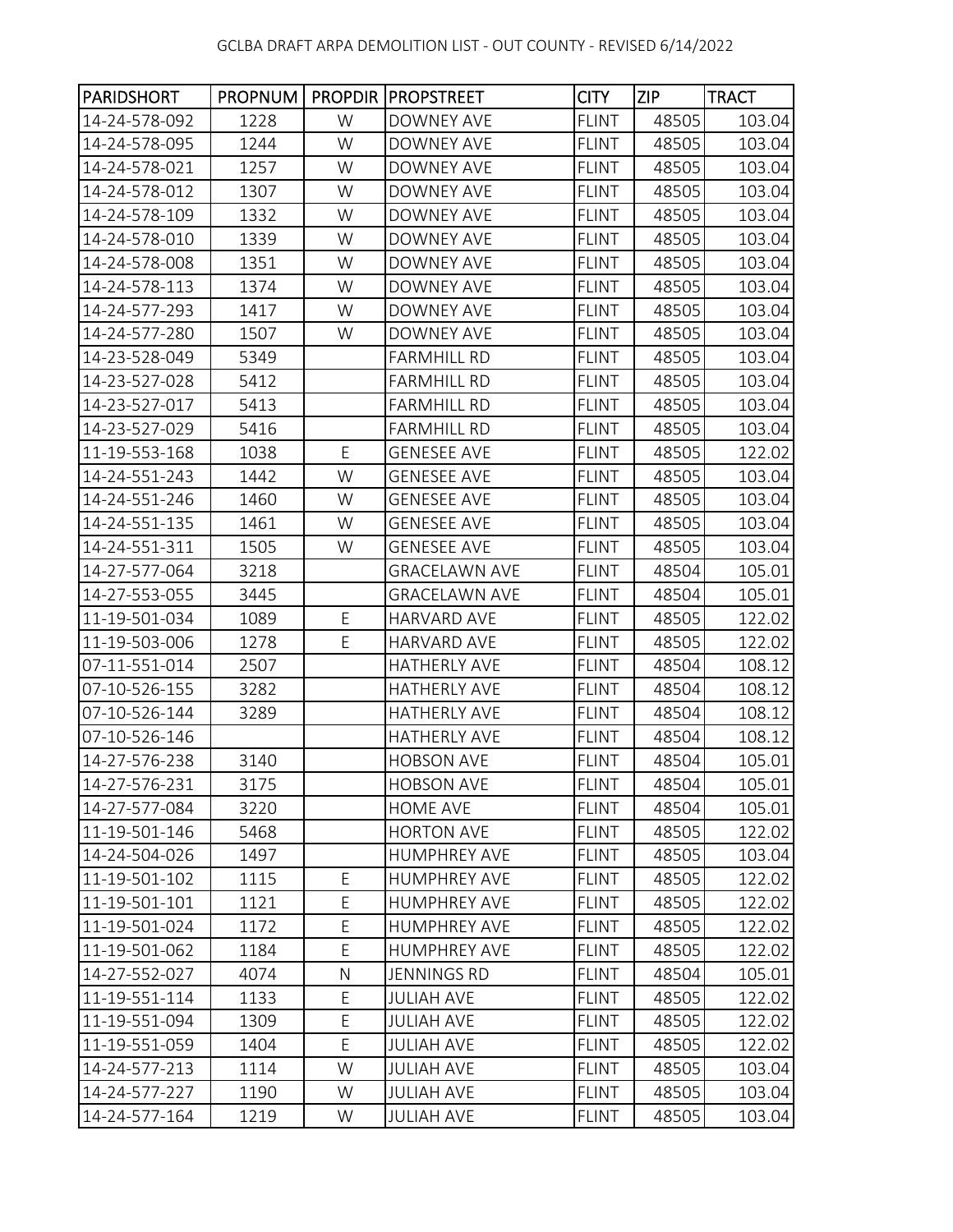| PARIDSHORT | PROPNUM | PROPDIR | PROPSTREET | CITY | ZIP | TRACT |
|---|---|---|---|---|---|---|
| 14-24-578-092 | 1228 | W | DOWNEY AVE | FLINT | 48505 | 103.04 |
| 14-24-578-095 | 1244 | W | DOWNEY AVE | FLINT | 48505 | 103.04 |
| 14-24-578-021 | 1257 | W | DOWNEY AVE | FLINT | 48505 | 103.04 |
| 14-24-578-012 | 1307 | W | DOWNEY AVE | FLINT | 48505 | 103.04 |
| 14-24-578-109 | 1332 | W | DOWNEY AVE | FLINT | 48505 | 103.04 |
| 14-24-578-010 | 1339 | W | DOWNEY AVE | FLINT | 48505 | 103.04 |
| 14-24-578-008 | 1351 | W | DOWNEY AVE | FLINT | 48505 | 103.04 |
| 14-24-578-113 | 1374 | W | DOWNEY AVE | FLINT | 48505 | 103.04 |
| 14-24-577-293 | 1417 | W | DOWNEY AVE | FLINT | 48505 | 103.04 |
| 14-24-577-280 | 1507 | W | DOWNEY AVE | FLINT | 48505 | 103.04 |
| 14-23-528-049 | 5349 | | FARMHILL RD | FLINT | 48505 | 103.04 |
| 14-23-527-028 | 5412 | | FARMHILL RD | FLINT | 48505 | 103.04 |
| 14-23-527-017 | 5413 | | FARMHILL RD | FLINT | 48505 | 103.04 |
| 14-23-527-029 | 5416 | | FARMHILL RD | FLINT | 48505 | 103.04 |
| 11-19-553-168 | 1038 | E | GENESEE AVE | FLINT | 48505 | 122.02 |
| 14-24-551-243 | 1442 | W | GENESEE AVE | FLINT | 48505 | 103.04 |
| 14-24-551-246 | 1460 | W | GENESEE AVE | FLINT | 48505 | 103.04 |
| 14-24-551-135 | 1461 | W | GENESEE AVE | FLINT | 48505 | 103.04 |
| 14-24-551-311 | 1505 | W | GENESEE AVE | FLINT | 48505 | 103.04 |
| 14-27-577-064 | 3218 | | GRACELAWN AVE | FLINT | 48504 | 105.01 |
| 14-27-553-055 | 3445 | | GRACELAWN AVE | FLINT | 48504 | 105.01 |
| 11-19-501-034 | 1089 | E | HARVARD AVE | FLINT | 48505 | 122.02 |
| 11-19-503-006 | 1278 | E | HARVARD AVE | FLINT | 48505 | 122.02 |
| 07-11-551-014 | 2507 | | HATHERLY AVE | FLINT | 48504 | 108.12 |
| 07-10-526-155 | 3282 | | HATHERLY AVE | FLINT | 48504 | 108.12 |
| 07-10-526-144 | 3289 | | HATHERLY AVE | FLINT | 48504 | 108.12 |
| 07-10-526-146 | | | HATHERLY AVE | FLINT | 48504 | 108.12 |
| 14-27-576-238 | 3140 | | HOBSON AVE | FLINT | 48504 | 105.01 |
| 14-27-576-231 | 3175 | | HOBSON AVE | FLINT | 48504 | 105.01 |
| 14-27-577-084 | 3220 | | HOME AVE | FLINT | 48504 | 105.01 |
| 11-19-501-146 | 5468 | | HORTON AVE | FLINT | 48505 | 122.02 |
| 14-24-504-026 | 1497 | | HUMPHREY AVE | FLINT | 48505 | 103.04 |
| 11-19-501-102 | 1115 | E | HUMPHREY AVE | FLINT | 48505 | 122.02 |
| 11-19-501-101 | 1121 | E | HUMPHREY AVE | FLINT | 48505 | 122.02 |
| 11-19-501-024 | 1172 | E | HUMPHREY AVE | FLINT | 48505 | 122.02 |
| 11-19-501-062 | 1184 | E | HUMPHREY AVE | FLINT | 48505 | 122.02 |
| 14-27-552-027 | 4074 | N | JENNINGS RD | FLINT | 48504 | 105.01 |
| 11-19-551-114 | 1133 | E | JULIAH AVE | FLINT | 48505 | 122.02 |
| 11-19-551-094 | 1309 | E | JULIAH AVE | FLINT | 48505 | 122.02 |
| 11-19-551-059 | 1404 | E | JULIAH AVE | FLINT | 48505 | 122.02 |
| 14-24-577-213 | 1114 | W | JULIAH AVE | FLINT | 48505 | 103.04 |
| 14-24-577-227 | 1190 | W | JULIAH AVE | FLINT | 48505 | 103.04 |
| 14-24-577-164 | 1219 | W | JULIAH AVE | FLINT | 48505 | 103.04 |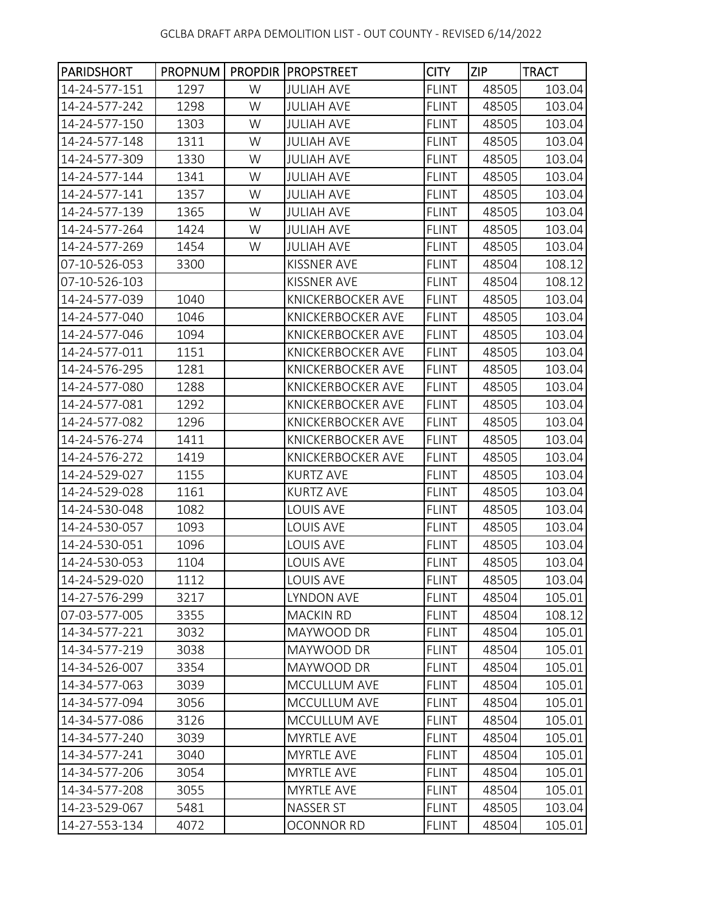GCLBA DRAFT ARPA DEMOLITION LIST - OUT COUNTY - REVISED 6/14/2022

| PARIDSHORT | PROPNUM | PROPDIR | PROPSTREET | CITY | ZIP | TRACT |
|---|---|---|---|---|---|---|
| 14-24-577-151 | 1297 | W | JULIAH AVE | FLINT | 48505 | 103.04 |
| 14-24-577-242 | 1298 | W | JULIAH AVE | FLINT | 48505 | 103.04 |
| 14-24-577-150 | 1303 | W | JULIAH AVE | FLINT | 48505 | 103.04 |
| 14-24-577-148 | 1311 | W | JULIAH AVE | FLINT | 48505 | 103.04 |
| 14-24-577-309 | 1330 | W | JULIAH AVE | FLINT | 48505 | 103.04 |
| 14-24-577-144 | 1341 | W | JULIAH AVE | FLINT | 48505 | 103.04 |
| 14-24-577-141 | 1357 | W | JULIAH AVE | FLINT | 48505 | 103.04 |
| 14-24-577-139 | 1365 | W | JULIAH AVE | FLINT | 48505 | 103.04 |
| 14-24-577-264 | 1424 | W | JULIAH AVE | FLINT | 48505 | 103.04 |
| 14-24-577-269 | 1454 | W | JULIAH AVE | FLINT | 48505 | 103.04 |
| 07-10-526-053 | 3300 | | KISSNER AVE | FLINT | 48504 | 108.12 |
| 07-10-526-103 | | | KISSNER AVE | FLINT | 48504 | 108.12 |
| 14-24-577-039 | 1040 | | KNICKERBOCKER AVE | FLINT | 48505 | 103.04 |
| 14-24-577-040 | 1046 | | KNICKERBOCKER AVE | FLINT | 48505 | 103.04 |
| 14-24-577-046 | 1094 | | KNICKERBOCKER AVE | FLINT | 48505 | 103.04 |
| 14-24-577-011 | 1151 | | KNICKERBOCKER AVE | FLINT | 48505 | 103.04 |
| 14-24-576-295 | 1281 | | KNICKERBOCKER AVE | FLINT | 48505 | 103.04 |
| 14-24-577-080 | 1288 | | KNICKERBOCKER AVE | FLINT | 48505 | 103.04 |
| 14-24-577-081 | 1292 | | KNICKERBOCKER AVE | FLINT | 48505 | 103.04 |
| 14-24-577-082 | 1296 | | KNICKERBOCKER AVE | FLINT | 48505 | 103.04 |
| 14-24-576-274 | 1411 | | KNICKERBOCKER AVE | FLINT | 48505 | 103.04 |
| 14-24-576-272 | 1419 | | KNICKERBOCKER AVE | FLINT | 48505 | 103.04 |
| 14-24-529-027 | 1155 | | KURTZ AVE | FLINT | 48505 | 103.04 |
| 14-24-529-028 | 1161 | | KURTZ AVE | FLINT | 48505 | 103.04 |
| 14-24-530-048 | 1082 | | LOUIS AVE | FLINT | 48505 | 103.04 |
| 14-24-530-057 | 1093 | | LOUIS AVE | FLINT | 48505 | 103.04 |
| 14-24-530-051 | 1096 | | LOUIS AVE | FLINT | 48505 | 103.04 |
| 14-24-530-053 | 1104 | | LOUIS AVE | FLINT | 48505 | 103.04 |
| 14-24-529-020 | 1112 | | LOUIS AVE | FLINT | 48505 | 103.04 |
| 14-27-576-299 | 3217 | | LYNDON AVE | FLINT | 48504 | 105.01 |
| 07-03-577-005 | 3355 | | MACKIN RD | FLINT | 48504 | 108.12 |
| 14-34-577-221 | 3032 | | MAYWOOD DR | FLINT | 48504 | 105.01 |
| 14-34-577-219 | 3038 | | MAYWOOD DR | FLINT | 48504 | 105.01 |
| 14-34-526-007 | 3354 | | MAYWOOD DR | FLINT | 48504 | 105.01 |
| 14-34-577-063 | 3039 | | MCCULLUM AVE | FLINT | 48504 | 105.01 |
| 14-34-577-094 | 3056 | | MCCULLUM AVE | FLINT | 48504 | 105.01 |
| 14-34-577-086 | 3126 | | MCCULLUM AVE | FLINT | 48504 | 105.01 |
| 14-34-577-240 | 3039 | | MYRTLE AVE | FLINT | 48504 | 105.01 |
| 14-34-577-241 | 3040 | | MYRTLE AVE | FLINT | 48504 | 105.01 |
| 14-34-577-206 | 3054 | | MYRTLE AVE | FLINT | 48504 | 105.01 |
| 14-34-577-208 | 3055 | | MYRTLE AVE | FLINT | 48504 | 105.01 |
| 14-23-529-067 | 5481 | | NASSER ST | FLINT | 48505 | 103.04 |
| 14-27-553-134 | 4072 | | OCONNOR RD | FLINT | 48504 | 105.01 |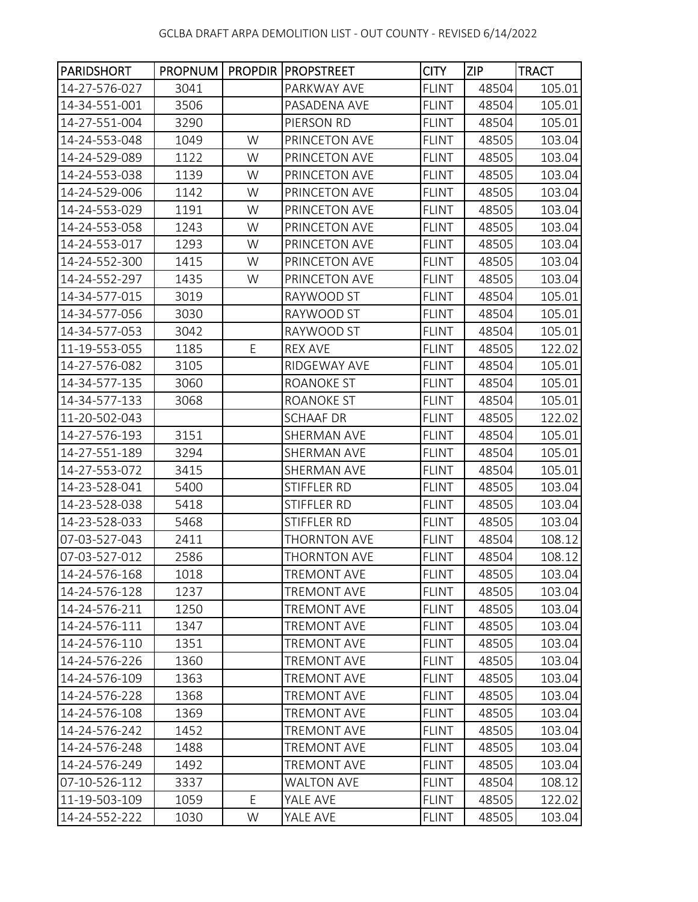| PARIDSHORT | PROPNUM | PROPDIR | PROPSTREET | CITY | ZIP | TRACT |
|---|---|---|---|---|---|---|
| 14-27-576-027 | 3041 | | PARKWAY AVE | FLINT | 48504 | 105.01 |
| 14-34-551-001 | 3506 | | PASADENA AVE | FLINT | 48504 | 105.01 |
| 14-27-551-004 | 3290 | | PIERSON RD | FLINT | 48504 | 105.01 |
| 14-24-553-048 | 1049 | W | PRINCETON AVE | FLINT | 48505 | 103.04 |
| 14-24-529-089 | 1122 | W | PRINCETON AVE | FLINT | 48505 | 103.04 |
| 14-24-553-038 | 1139 | W | PRINCETON AVE | FLINT | 48505 | 103.04 |
| 14-24-529-006 | 1142 | W | PRINCETON AVE | FLINT | 48505 | 103.04 |
| 14-24-553-029 | 1191 | W | PRINCETON AVE | FLINT | 48505 | 103.04 |
| 14-24-553-058 | 1243 | W | PRINCETON AVE | FLINT | 48505 | 103.04 |
| 14-24-553-017 | 1293 | W | PRINCETON AVE | FLINT | 48505 | 103.04 |
| 14-24-552-300 | 1415 | W | PRINCETON AVE | FLINT | 48505 | 103.04 |
| 14-24-552-297 | 1435 | W | PRINCETON AVE | FLINT | 48505 | 103.04 |
| 14-34-577-015 | 3019 | | RAYWOOD ST | FLINT | 48504 | 105.01 |
| 14-34-577-056 | 3030 | | RAYWOOD ST | FLINT | 48504 | 105.01 |
| 14-34-577-053 | 3042 | | RAYWOOD ST | FLINT | 48504 | 105.01 |
| 11-19-553-055 | 1185 | E | REX AVE | FLINT | 48505 | 122.02 |
| 14-27-576-082 | 3105 | | RIDGEWAY AVE | FLINT | 48504 | 105.01 |
| 14-34-577-135 | 3060 | | ROANOKE ST | FLINT | 48504 | 105.01 |
| 14-34-577-133 | 3068 | | ROANOKE ST | FLINT | 48504 | 105.01 |
| 11-20-502-043 | | | SCHAAF DR | FLINT | 48505 | 122.02 |
| 14-27-576-193 | 3151 | | SHERMAN AVE | FLINT | 48504 | 105.01 |
| 14-27-551-189 | 3294 | | SHERMAN AVE | FLINT | 48504 | 105.01 |
| 14-27-553-072 | 3415 | | SHERMAN AVE | FLINT | 48504 | 105.01 |
| 14-23-528-041 | 5400 | | STIFFLER RD | FLINT | 48505 | 103.04 |
| 14-23-528-038 | 5418 | | STIFFLER RD | FLINT | 48505 | 103.04 |
| 14-23-528-033 | 5468 | | STIFFLER RD | FLINT | 48505 | 103.04 |
| 07-03-527-043 | 2411 | | THORNTON AVE | FLINT | 48504 | 108.12 |
| 07-03-527-012 | 2586 | | THORNTON AVE | FLINT | 48504 | 108.12 |
| 14-24-576-168 | 1018 | | TREMONT AVE | FLINT | 48505 | 103.04 |
| 14-24-576-128 | 1237 | | TREMONT AVE | FLINT | 48505 | 103.04 |
| 14-24-576-211 | 1250 | | TREMONT AVE | FLINT | 48505 | 103.04 |
| 14-24-576-111 | 1347 | | TREMONT AVE | FLINT | 48505 | 103.04 |
| 14-24-576-110 | 1351 | | TREMONT AVE | FLINT | 48505 | 103.04 |
| 14-24-576-226 | 1360 | | TREMONT AVE | FLINT | 48505 | 103.04 |
| 14-24-576-109 | 1363 | | TREMONT AVE | FLINT | 48505 | 103.04 |
| 14-24-576-228 | 1368 | | TREMONT AVE | FLINT | 48505 | 103.04 |
| 14-24-576-108 | 1369 | | TREMONT AVE | FLINT | 48505 | 103.04 |
| 14-24-576-242 | 1452 | | TREMONT AVE | FLINT | 48505 | 103.04 |
| 14-24-576-248 | 1488 | | TREMONT AVE | FLINT | 48505 | 103.04 |
| 14-24-576-249 | 1492 | | TREMONT AVE | FLINT | 48505 | 103.04 |
| 07-10-526-112 | 3337 | | WALTON AVE | FLINT | 48504 | 108.12 |
| 11-19-503-109 | 1059 | E | YALE AVE | FLINT | 48505 | 122.02 |
| 14-24-552-222 | 1030 | W | YALE AVE | FLINT | 48505 | 103.04 |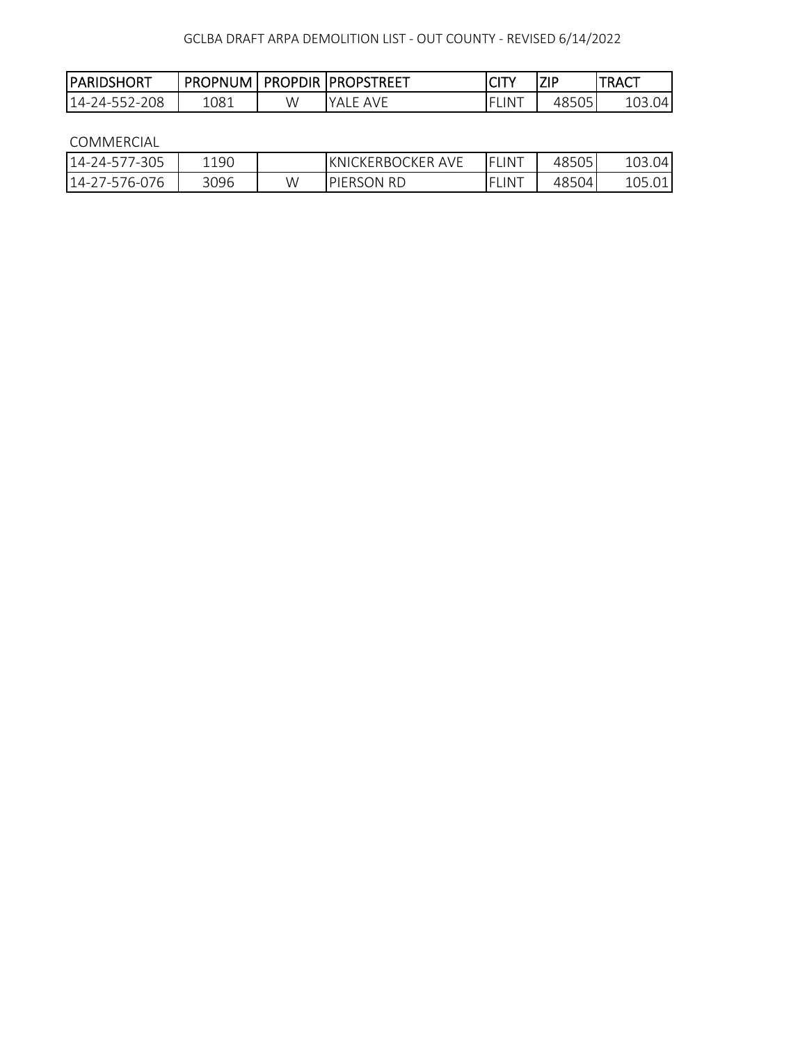GCLBA DRAFT ARPA DEMOLITION LIST - OUT COUNTY - REVISED 6/14/2022

| PARIDSHORT | PROPNUM | PROPDIR | PROPSTREET | CITY | ZIP | TRACT |
|---|---|---|---|---|---|---|
| 14-24-552-208 | 1081 | W | YALE AVE | FLINT | 48505 | 103.04 |

COMMERCIAL

| | | | | | | |
|---|---|---|---|---|---|---|
| 14-24-577-305 | 1190 | | KNICKERBOCKER AVE | FLINT | 48505 | 103.04 |
| 14-27-576-076 | 3096 | W | PIERSON RD | FLINT | 48504 | 105.01 |